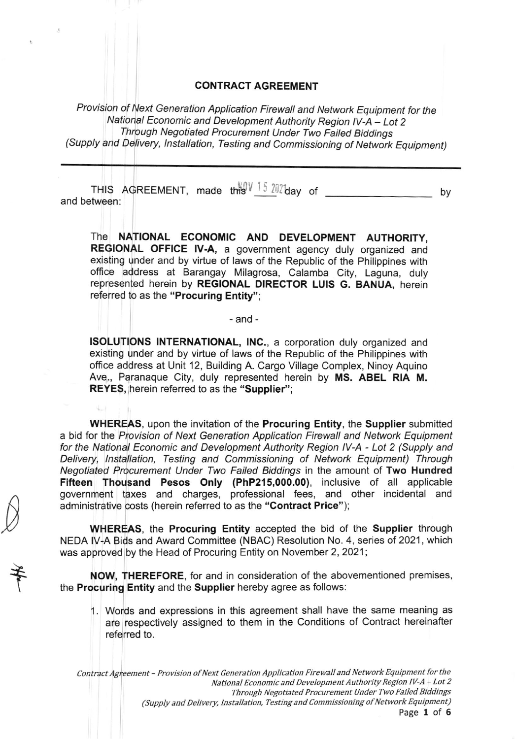# CONTRACT AGREEMENT

*Provision of Next Generation Application Firewall and Network Equipment for the National Economic and Development Authority Region IV-A – Lot 2 Through Negotiated Procurement Under Two Failed Biddings (Supply and Delivery, Installation, Testing and Commissioning of Network Equipment)*

---

THIS AGREEMENT, made this NOV 15 2021 day of \_\_\_\_\_\_\_\_\_\_\_\_\_\_\_\_ by and between:

> The **NATIONAL ECONOMIC AND DEVELOPMENT AUTHORITY, REGIONAL OFFICE IV-A,** a government agency duly organized and existing under and by virtue of laws of the Republic of the Philippines with office address at Barangay Milagrosa, Calamba City, Laguna, duly represented herein by **REGIONAL DIRECTOR LUIS G. BANUA,** herein referred to as the **"Procuring Entity"**;
>
> \- and -
>
> **ISOLUTIONS INTERNATIONAL, INC.,** a corporation duly organized and existing under and by virtue of laws of the Republic of the Philippines with office address at Unit 12, Building A. Cargo Village Complex, Ninoy Aquino Ave., Paranaque City, duly represented herein by **MS. ABEL RIA M. REYES,** herein referred to as the **"Supplier"**;

**WHEREAS**, upon the invitation of the **Procuring Entity**, the **Supplier** submitted a bid for the *Provision of Next Generation Application Firewall and Network Equipment for the National Economic and Development Authority Region IV-A - Lot 2 (Supply and Delivery, Installation, Testing and Commissioning of Network Equipment) Through Negotiated Procurement Under Two Failed Biddings* in the amount of **Two Hundred Fifteen Thousand Pesos Only (PhP215,000.00)**, inclusive of all applicable government taxes and charges, professional fees, and other incidental and administrative costs (herein referred to as the **"Contract Price"**);

**WHEREAS**, the **Procuring Entity** accepted the bid of the **Supplier** through NEDA IV-A Bids and Award Committee (NBAC) Resolution No. 4, series of 2021, which was approved by the Head of Procuring Entity on November 2, 2021;

**NOW, THEREFORE**, for and in consideration of the abovementioned premises, the **Procuring Entity** and the **Supplier** hereby agree as follows:

1. Words and expressions in this agreement shall have the same meaning as are respectively assigned to them in the Conditions of Contract hereinafter referred to.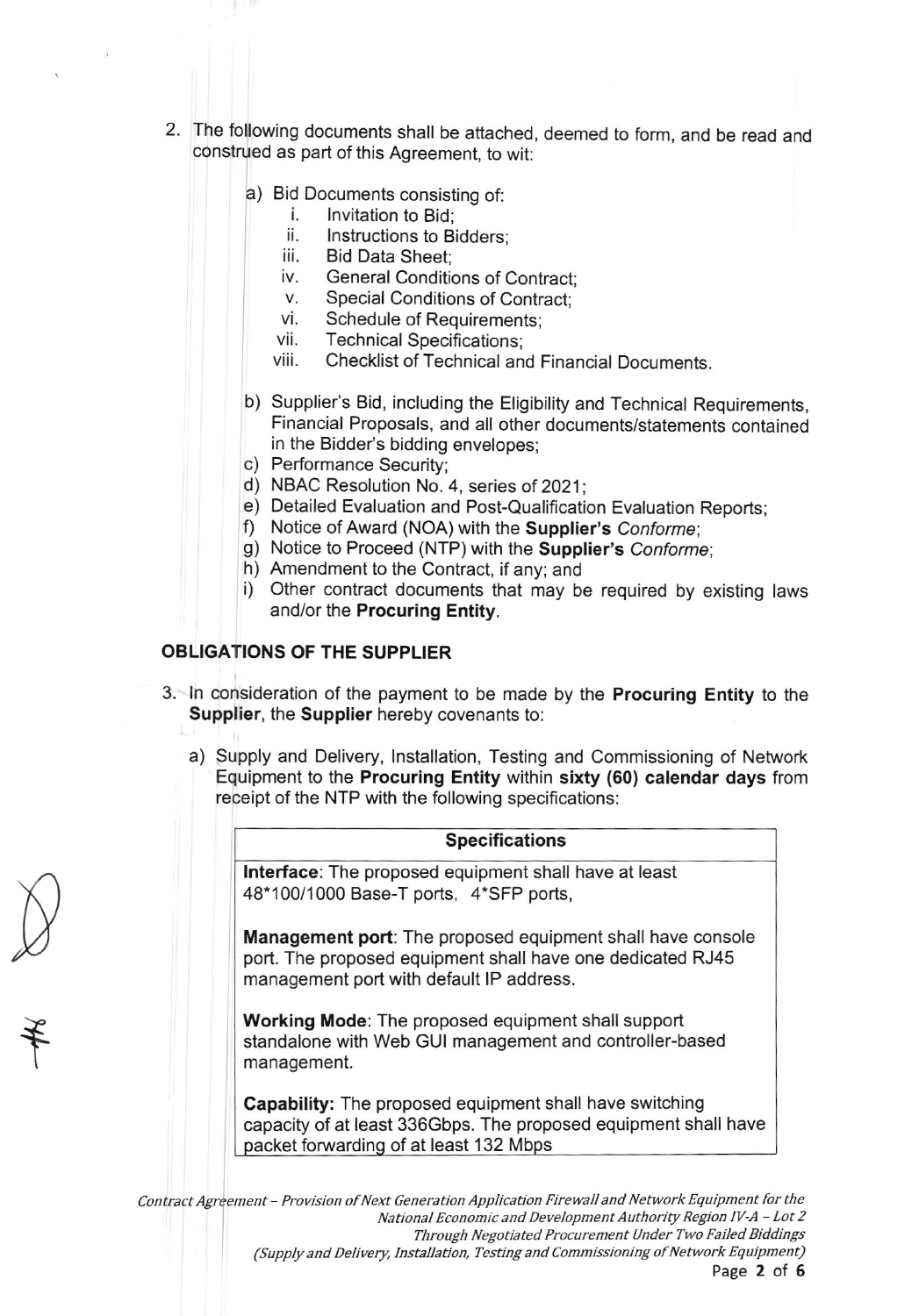2. The following documents shall be attached, deemed to form, and be read and construed as part of this Agreement, to wit:

   a) Bid Documents consisting of:
      i. Invitation to Bid;
      ii. Instructions to Bidders;
      iii. Bid Data Sheet;
      iv. General Conditions of Contract;
      v. Special Conditions of Contract;
      vi. Schedule of Requirements;
      vii. Technical Specifications;
      viii. Checklist of Technical and Financial Documents.

   b) Supplier's Bid, including the Eligibility and Technical Requirements, Financial Proposals, and all other documents/statements contained in the Bidder's bidding envelopes;
   c) Performance Security;
   d) NBAC Resolution No. 4, series of 2021;
   e) Detailed Evaluation and Post-Qualification Evaluation Reports;
   f) Notice of Award (NOA) with the **Supplier's** *Conforme*;
   g) Notice to Proceed (NTP) with the **Supplier's** *Conforme*;
   h) Amendment to the Contract, if any; and
   i) Other contract documents that may be required by existing laws and/or the **Procuring Entity**.

## OBLIGATIONS OF THE SUPPLIER

3. In consideration of the payment to be made by the **Procuring Entity** to the **Supplier**, the **Supplier** hereby covenants to:

   a) Supply and Delivery, Installation, Testing and Commissioning of Network Equipment to the **Procuring Entity** within **sixty (60) calendar days** from receipt of the NTP with the following specifications:

| Specifications |
|---|
| **Interface**: The proposed equipment shall have at least 48*100/1000 Base-T ports, 4*SFP ports,<br><br>**Management port**: The proposed equipment shall have console port. The proposed equipment shall have one dedicated RJ45 management port with default IP address.<br><br>**Working Mode**: The proposed equipment shall support standalone with Web GUI management and controller-based management.<br><br>**Capability:** The proposed equipment shall have switching capacity of at least 336Gbps. The proposed equipment shall have packet forwarding of at least 132 Mbps |

*Contract Agreement – Provision of Next Generation Application Firewall and Network Equipment for the National Economic and Development Authority Region IV-A – Lot 2 Through Negotiated Procurement Under Two Failed Biddings (Supply and Delivery, Installation, Testing and Commissioning of Network Equipment)*